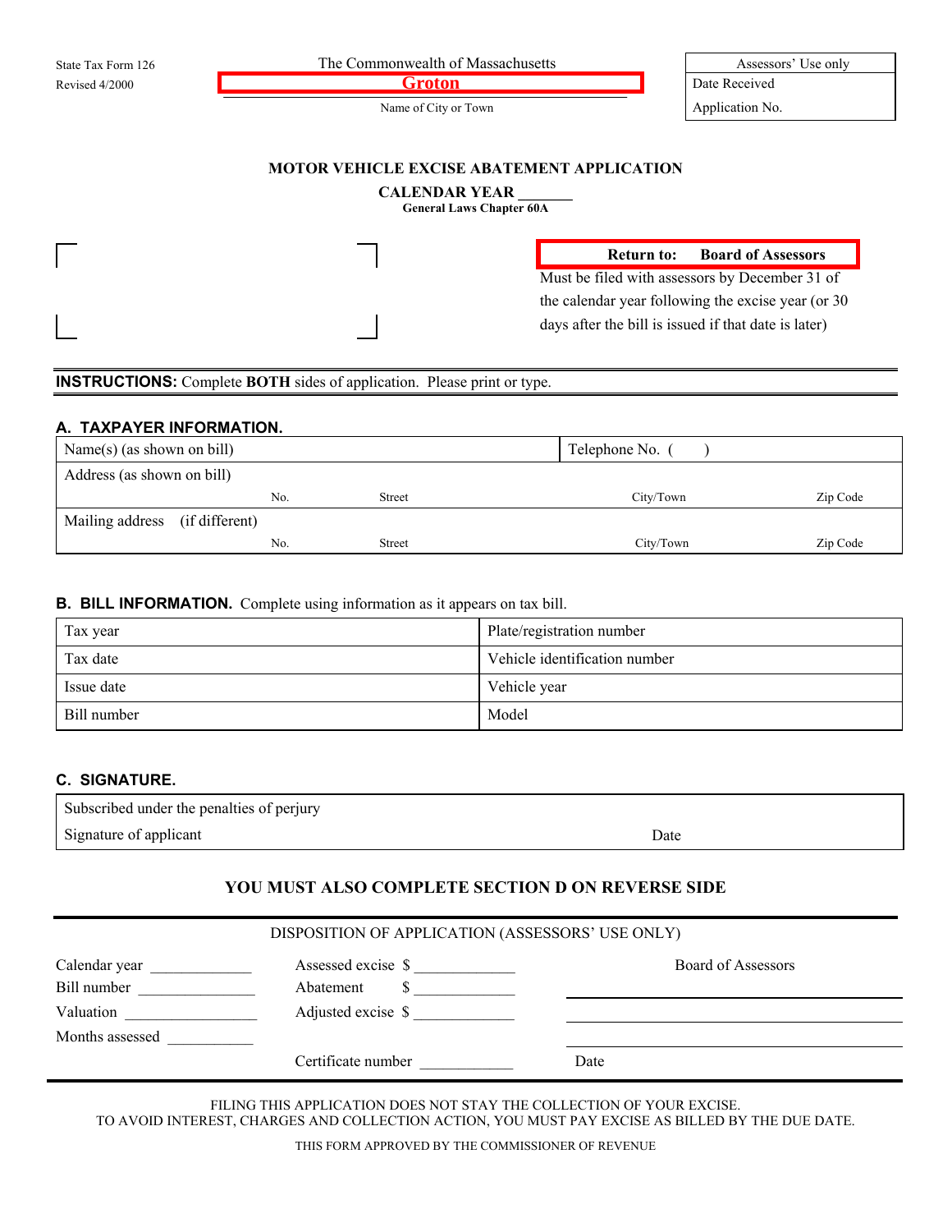State Tax Form 126
Revised 4/2000

The Commonwealth of Massachusetts

**Groton**

Name of City or Town

| Assessors' Use only |
|---|
| Date Received |
| Application No. |

## MOTOR VEHICLE EXCISE ABATEMENT APPLICATION

**CALENDAR YEAR _______**

**General Laws Chapter 60A**

**Return to: Board of Assessors**

Must be filed with assessors by December 31 of the calendar year following the excise year (or 30 days after the bill is issued if that date is later)

**INSTRUCTIONS:** Complete **BOTH** sides of application. Please print or type.

### A. TAXPAYER INFORMATION.

| Name(s) (as shown on bill) | | | Telephone No. ( ) |
|---|---|---|---|
| Address (as shown on bill) No. | Street | City/Town | Zip Code |
| Mailing address (if different) No. | Street | City/Town | Zip Code |

### B. BILL INFORMATION. Complete using information as it appears on tax bill.

| Tax year | Plate/registration number |
|---|---|
| Tax date | Vehicle identification number |
| Issue date | Vehicle year |
| Bill number | Model |

### C. SIGNATURE.

Subscribed under the penalties of perjury

Signature of applicant Date

**YOU MUST ALSO COMPLETE SECTION D ON REVERSE SIDE**

DISPOSITION OF APPLICATION (ASSESSORS' USE ONLY)

| | | |
|---|---|---|
| Calendar year ____________ | Assessed excise $ ____________ | Board of Assessors |
| Bill number ____________ | Abatement $ ____________ | ____________ |
| Valuation ____________ | Adjusted excise $ ____________ | ____________ |
| Months assessed ____________ | | ____________ |
| | Certificate number ____________ | Date |

FILING THIS APPLICATION DOES NOT STAY THE COLLECTION OF YOUR EXCISE.
TO AVOID INTEREST, CHARGES AND COLLECTION ACTION, YOU MUST PAY EXCISE AS BILLED BY THE DUE DATE.

THIS FORM APPROVED BY THE COMMISSIONER OF REVENUE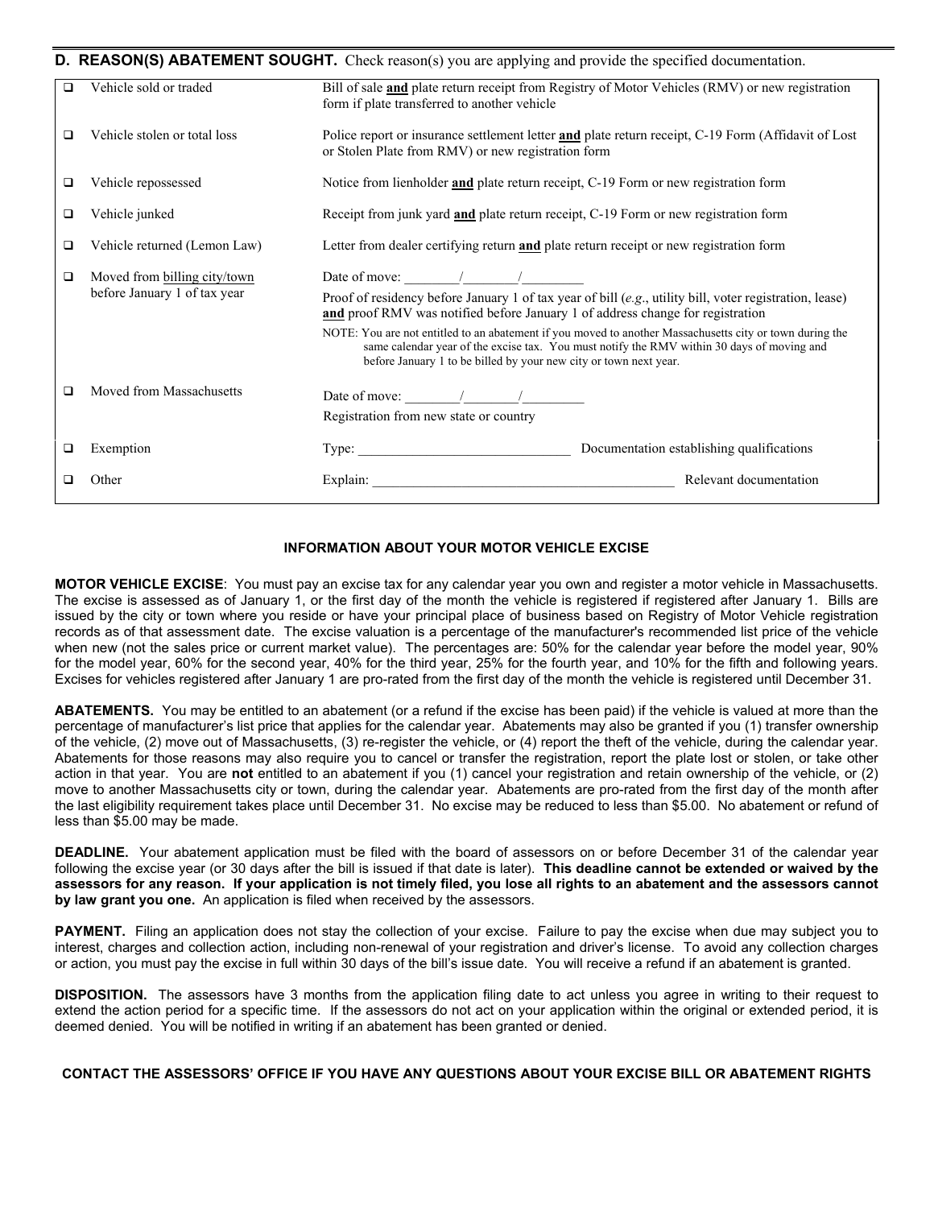## D. REASON(S) ABATEMENT SOUGHT. Check reason(s) you are applying and provide the specified documentation.

| | | |
|---|---|---|
| ☐ | Vehicle sold or traded | Bill of sale **and** plate return receipt from Registry of Motor Vehicles (RMV) or new registration form if plate transferred to another vehicle |
| ☐ | Vehicle stolen or total loss | Police report or insurance settlement letter **and** plate return receipt, C-19 Form (Affidavit of Lost or Stolen Plate from RMV) or new registration form |
| ☐ | Vehicle repossessed | Notice from lienholder **and** plate return receipt, C-19 Form or new registration form |
| ☐ | Vehicle junked | Receipt from junk yard **and** plate return receipt, C-19 Form or new registration form |
| ☐ | Vehicle returned (Lemon Law) | Letter from dealer certifying return **and** plate return receipt or new registration form |
| ☐ | Moved from billing city/town before January 1 of tax year | Date of move: \_\_\_\_\_\_/\_\_\_\_\_\_/\_\_\_\_\_\_\_ Proof of residency before January 1 of tax year of bill (*e.g*., utility bill, voter registration, lease) **and** proof RMV was notified before January 1 of address change for registration. NOTE: You are not entitled to an abatement if you moved to another Massachusetts city or town during the same calendar year of the excise tax. You must notify the RMV within 30 days of moving and before January 1 to be billed by your new city or town next year. |
| ☐ | Moved from Massachusetts | Date of move: \_\_\_\_\_\_/\_\_\_\_\_\_/\_\_\_\_\_\_\_ Registration from new state or country |
| ☐ | Exemption | Type: \_\_\_\_\_\_\_\_\_\_\_\_\_\_\_\_\_\_\_\_\_\_\_\_ Documentation establishing qualifications |
| ☐ | Other | Explain: \_\_\_\_\_\_\_\_\_\_\_\_\_\_\_\_\_\_\_\_\_\_\_\_\_\_\_\_\_\_\_\_\_\_\_\_ Relevant documentation |

### INFORMATION ABOUT YOUR MOTOR VEHICLE EXCISE

**MOTOR VEHICLE EXCISE**: You must pay an excise tax for any calendar year you own and register a motor vehicle in Massachusetts. The excise is assessed as of January 1, or the first day of the month the vehicle is registered if registered after January 1. Bills are issued by the city or town where you reside or have your principal place of business based on Registry of Motor Vehicle registration records as of that assessment date. The excise valuation is a percentage of the manufacturer's recommended list price of the vehicle when new (not the sales price or current market value). The percentages are: 50% for the calendar year before the model year, 90% for the model year, 60% for the second year, 40% for the third year, 25% for the fourth year, and 10% for the fifth and following years. Excises for vehicles registered after January 1 are pro-rated from the first day of the month the vehicle is registered until December 31.

**ABATEMENTS.** You may be entitled to an abatement (or a refund if the excise has been paid) if the vehicle is valued at more than the percentage of manufacturer's list price that applies for the calendar year. Abatements may also be granted if you (1) transfer ownership of the vehicle, (2) move out of Massachusetts, (3) re-register the vehicle, or (4) report the theft of the vehicle, during the calendar year. Abatements for those reasons may also require you to cancel or transfer the registration, report the plate lost or stolen, or take other action in that year. You are **not** entitled to an abatement if you (1) cancel your registration and retain ownership of the vehicle, or (2) move to another Massachusetts city or town, during the calendar year. Abatements are pro-rated from the first day of the month after the last eligibility requirement takes place until December 31. No excise may be reduced to less than $5.00. No abatement or refund of less than $5.00 may be made.

**DEADLINE.** Your abatement application must be filed with the board of assessors on or before December 31 of the calendar year following the excise year (or 30 days after the bill is issued if that date is later). **This deadline cannot be extended or waived by the assessors for any reason. If your application is not timely filed, you lose all rights to an abatement and the assessors cannot by law grant you one.** An application is filed when received by the assessors.

**PAYMENT.** Filing an application does not stay the collection of your excise. Failure to pay the excise when due may subject you to interest, charges and collection action, including non-renewal of your registration and driver's license. To avoid any collection charges or action, you must pay the excise in full within 30 days of the bill's issue date. You will receive a refund if an abatement is granted.

**DISPOSITION.** The assessors have 3 months from the application filing date to act unless you agree in writing to their request to extend the action period for a specific time. If the assessors do not act on your application within the original or extended period, it is deemed denied. You will be notified in writing if an abatement has been granted or denied.

**CONTACT THE ASSESSORS' OFFICE IF YOU HAVE ANY QUESTIONS ABOUT YOUR EXCISE BILL OR ABATEMENT RIGHTS**